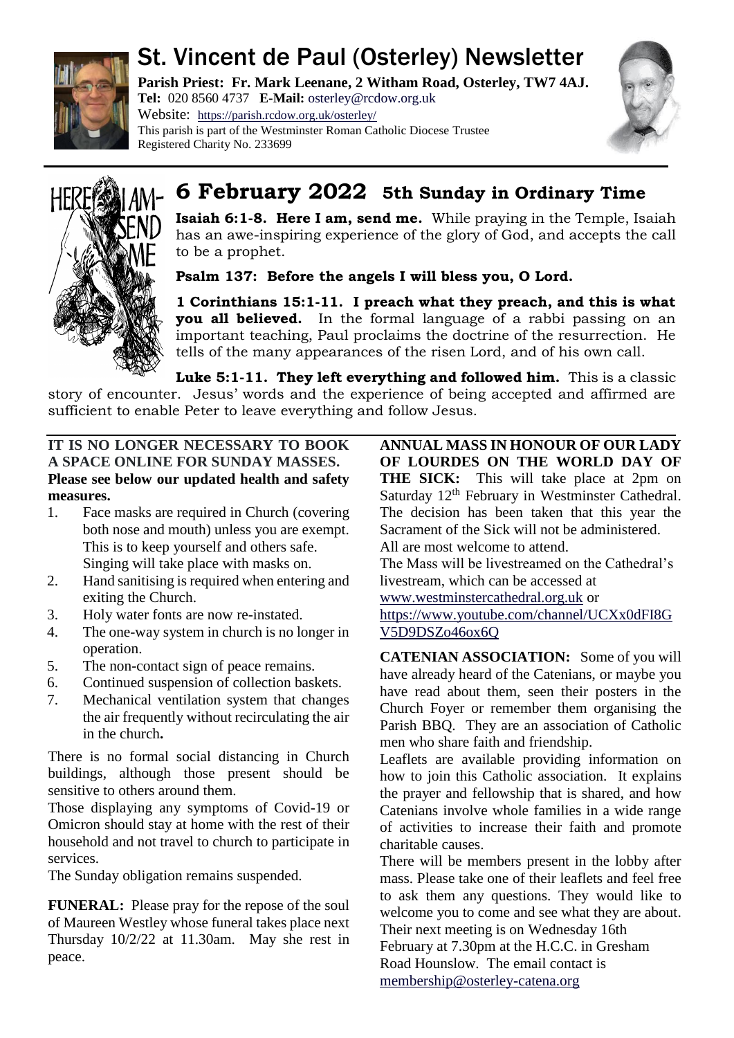# St. Vincent de Paul (Osterley) Newsletter

**Parish Priest: Fr. Mark Leenane, 2 Witham Road, Osterley, TW7 4AJ.**
**Tel:** 020 8560 4737 **E-Mail:** osterley@rcdow.org.uk
Website: https://parish.rcdow.org.uk/osterley/
This parish is part of the Westminster Roman Catholic Diocese Trustee
Registered Charity No. 233699

## 6 February 2022 5th Sunday in Ordinary Time

**Isaiah 6:1-8. Here I am, send me.** While praying in the Temple, Isaiah has an awe-inspiring experience of the glory of God, and accepts the call to be a prophet.

**Psalm 137: Before the angels I will bless you, O Lord.**

**1 Corinthians 15:1-11. I preach what they preach, and this is what you all believed.** In the formal language of a rabbi passing on an important teaching, Paul proclaims the doctrine of the resurrection. He tells of the many appearances of the risen Lord, and of his own call.

**Luke 5:1-11. They left everything and followed him.** This is a classic story of encounter. Jesus' words and the experience of being accepted and affirmed are sufficient to enable Peter to leave everything and follow Jesus.

---

**IT IS NO LONGER NECESSARY TO BOOK A SPACE ONLINE FOR SUNDAY MASSES.**
**Please see below our updated health and safety measures.**

1. Face masks are required in Church (covering both nose and mouth) unless you are exempt. This is to keep yourself and others safe. Singing will take place with masks on.
2. Hand sanitising is required when entering and exiting the Church.
3. Holy water fonts are now re-instated.
4. The one-way system in church is no longer in operation.
5. The non-contact sign of peace remains.
6. Continued suspension of collection baskets.
7. Mechanical ventilation system that changes the air frequently without recirculating the air in the church**.**

There is no formal social distancing in Church buildings, although those present should be sensitive to others around them.

Those displaying any symptoms of Covid-19 or Omicron should stay at home with the rest of their household and not travel to church to participate in services.

The Sunday obligation remains suspended.

**FUNERAL:** Please pray for the repose of the soul of Maureen Westley whose funeral takes place next Thursday 10/2/22 at 11.30am. May she rest in peace.

**ANNUAL MASS IN HONOUR OF OUR LADY OF LOURDES ON THE WORLD DAY OF THE SICK:** This will take place at 2pm on Saturday 12th February in Westminster Cathedral. The decision has been taken that this year the Sacrament of the Sick will not be administered. All are most welcome to attend.

The Mass will be livestreamed on the Cathedral's livestream, which can be accessed at www.westminstercathedral.org.uk or https://www.youtube.com/channel/UCXx0dFI8GV5D9DSZo46ox6Q

**CATENIAN ASSOCIATION:** Some of you will have already heard of the Catenians, or maybe you have read about them, seen their posters in the Church Foyer or remember them organising the Parish BBQ. They are an association of Catholic men who share faith and friendship.

Leaflets are available providing information on how to join this Catholic association. It explains the prayer and fellowship that is shared, and how Catenians involve whole families in a wide range of activities to increase their faith and promote charitable causes.

There will be members present in the lobby after mass. Please take one of their leaflets and feel free to ask them any questions. They would like to welcome you to come and see what they are about. Their next meeting is on Wednesday 16th February at 7.30pm at the H.C.C. in Gresham Road Hounslow. The email contact is membership@osterley-catena.org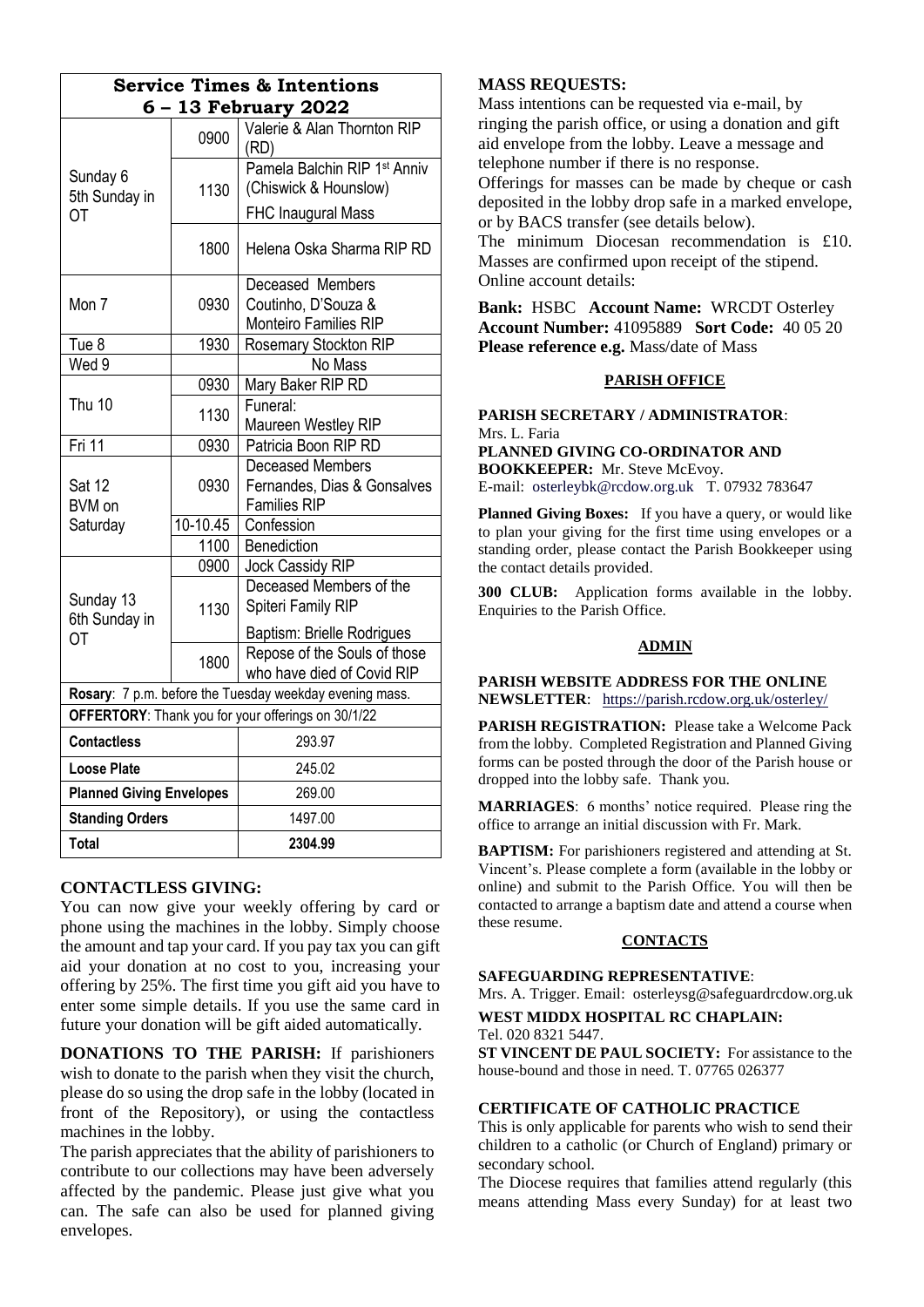**Service Times & Intentions**
**6 – 13 February 2022**

| Day | Time | Intention |
|---|---|---|
| Sunday 6 5th Sunday in OT | 0900 | Valerie & Alan Thornton RIP (RD) |
| | 1130 | Pamela Balchin RIP 1st Anniv (Chiswick & Hounslow) FHC Inaugural Mass |
| | 1800 | Helena Oska Sharma RIP RD |
| Mon 7 | 0930 | Deceased Members Coutinho, D'Souza & Monteiro Families RIP |
| Tue 8 | 1930 | Rosemary Stockton RIP |
| Wed 9 | | No Mass |
| Thu 10 | 0930 | Mary Baker RIP RD |
| | 1130 | Funeral: Maureen Westley RIP |
| Fri 11 | 0930 | Patricia Boon RIP RD |
| Sat 12 BVM on Saturday | 0930 | Deceased Members Fernandes, Dias & Gonsalves Families RIP |
| | 10-10.45 | Confession |
| | 1100 | Benediction |
| Sunday 13 6th Sunday in OT | 0900 | Jock Cassidy RIP |
| | 1130 | Deceased Members of the Spiteri Family RIP Baptism: Brielle Rodrigues |
| | 1800 | Repose of the Souls of those who have died of Covid RIP |

**Rosary**: 7 p.m. before the Tuesday weekday evening mass.

**OFFERTORY**: Thank you for your offerings on 30/1/22

| | |
|---|---|
| **Contactless** | 293.97 |
| **Loose Plate** | 245.02 |
| **Planned Giving Envelopes** | 269.00 |
| **Standing Orders** | 1497.00 |
| **Total** | **2304.99** |

**CONTACTLESS GIVING:**

You can now give your weekly offering by card or phone using the machines in the lobby. Simply choose the amount and tap your card. If you pay tax you can gift aid your donation at no cost to you, increasing your offering by 25%. The first time you gift aid you have to enter some simple details. If you use the same card in future your donation will be gift aided automatically.

**DONATIONS TO THE PARISH:** If parishioners wish to donate to the parish when they visit the church, please do so using the drop safe in the lobby (located in front of the Repository), or using the contactless machines in the lobby.

The parish appreciates that the ability of parishioners to contribute to our collections may have been adversely affected by the pandemic. Please just give what you can. The safe can also be used for planned giving envelopes.

**MASS REQUESTS:**

Mass intentions can be requested via e-mail, by ringing the parish office, or using a donation and gift aid envelope from the lobby. Leave a message and telephone number if there is no response.

Offerings for masses can be made by cheque or cash deposited in the lobby drop safe in a marked envelope, or by BACS transfer (see details below).

The minimum Diocesan recommendation is £10. Masses are confirmed upon receipt of the stipend.

Online account details:

**Bank:** HSBC **Account Name:** WRCDT Osterley
**Account Number:** 41095889 **Sort Code:** 40 05 20
**Please reference e.g.** Mass/date of Mass

## PARISH OFFICE

**PARISH SECRETARY / ADMINISTRATOR**:
Mrs. L. Faria
**PLANNED GIVING CO-ORDINATOR AND BOOKKEEPER:** Mr. Steve McEvoy.
E-mail: osterleybk@rcdow.org.uk T. 07932 783647

**Planned Giving Boxes:** If you have a query, or would like to plan your giving for the first time using envelopes or a standing order, please contact the Parish Bookkeeper using the contact details provided.

**300 CLUB:** Application forms available in the lobby. Enquiries to the Parish Office.

## ADMIN

**PARISH WEBSITE ADDRESS FOR THE ONLINE NEWSLETTER**: https://parish.rcdow.org.uk/osterley/

**PARISH REGISTRATION:** Please take a Welcome Pack from the lobby. Completed Registration and Planned Giving forms can be posted through the door of the Parish house or dropped into the lobby safe. Thank you.

**MARRIAGES**: 6 months' notice required. Please ring the office to arrange an initial discussion with Fr. Mark.

**BAPTISM:** For parishioners registered and attending at St. Vincent's. Please complete a form (available in the lobby or online) and submit to the Parish Office. You will then be contacted to arrange a baptism date and attend a course when these resume.

## CONTACTS

**SAFEGUARDING REPRESENTATIVE**:
Mrs. A. Trigger. Email: osterleysg@safeguardrcdow.org.uk

**WEST MIDDX HOSPITAL RC CHAPLAIN:**
Tel. 020 8321 5447.

**ST VINCENT DE PAUL SOCIETY:** For assistance to the house-bound and those in need. T. 07765 026377

**CERTIFICATE OF CATHOLIC PRACTICE**

This is only applicable for parents who wish to send their children to a catholic (or Church of England) primary or secondary school.

The Diocese requires that families attend regularly (this means attending Mass every Sunday) for at least two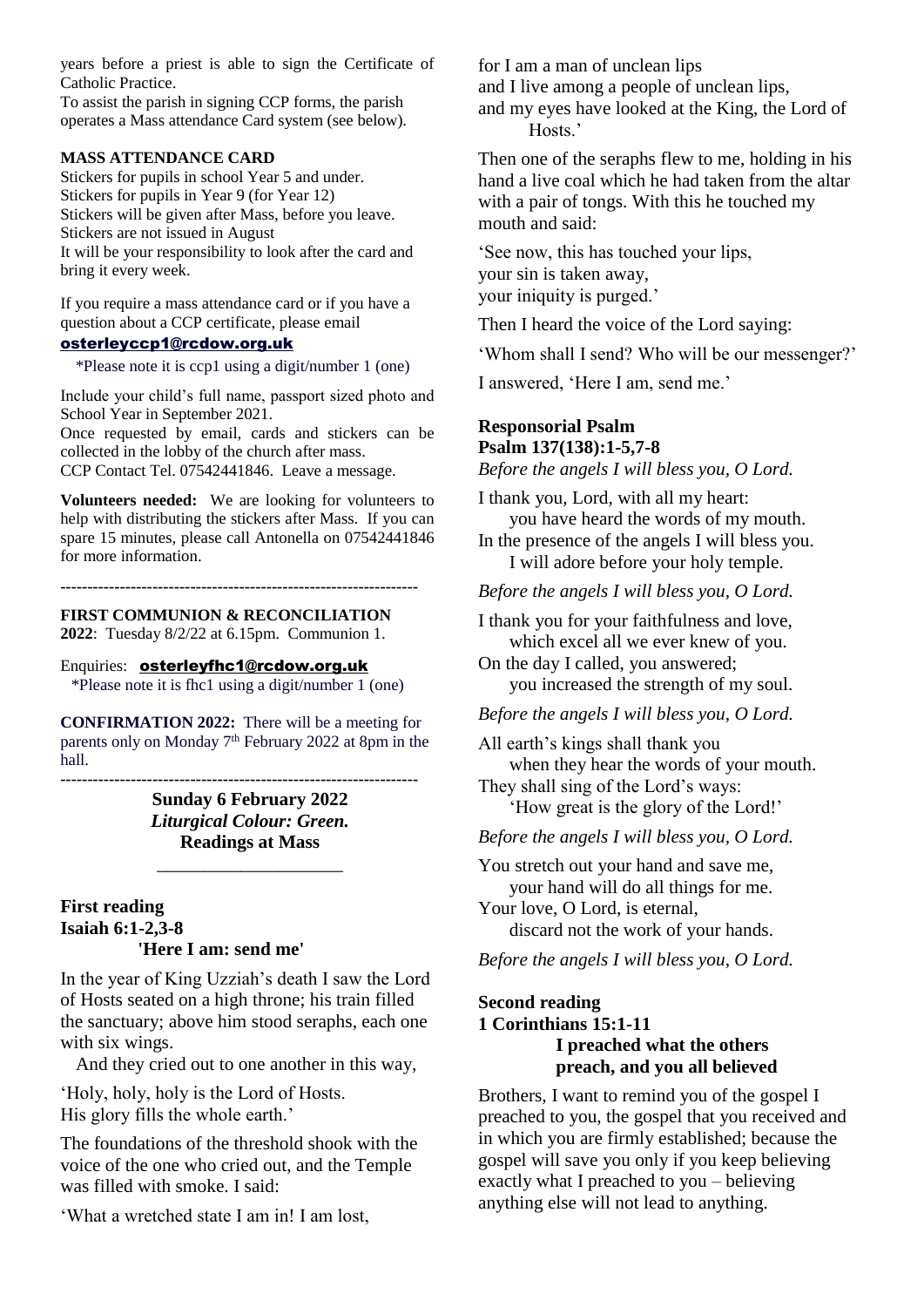years before a priest is able to sign the Certificate of Catholic Practice.

To assist the parish in signing CCP forms, the parish operates a Mass attendance Card system (see below).

**MASS ATTENDANCE CARD**

Stickers for pupils in school Year 5 and under.
Stickers for pupils in Year 9 (for Year 12)
Stickers will be given after Mass, before you leave.
Stickers are not issued in August
It will be your responsibility to look after the card and bring it every week.

If you require a mass attendance card or if you have a question about a CCP certificate, please email
**osterleyccp1@rcdow.org.uk**

*Please note it is ccp1 using a digit/number 1 (one)

Include your child's full name, passport sized photo and School Year in September 2021.
Once requested by email, cards and stickers can be collected in the lobby of the church after mass.
CCP Contact Tel. 07542441846. Leave a message.

**Volunteers needed:** We are looking for volunteers to help with distributing the stickers after Mass. If you can spare 15 minutes, please call Antonella on 07542441846 for more information.

---

**FIRST COMMUNION & RECONCILIATION 2022**: Tuesday 8/2/22 at 6.15pm. Communion 1.

Enquiries: **osterleyfhc1@rcdow.org.uk**
*Please note it is fhc1 using a digit/number 1 (one)

**CONFIRMATION 2022:** There will be a meeting for parents only on Monday 7th February 2022 at 8pm in the hall.

---

**Sunday 6 February 2022**
***Liturgical Colour: Green.***
**Readings at Mass**

---

## First reading
## Isaiah 6:1-2,3-8
**'Here I am: send me'**

In the year of King Uzziah's death I saw the Lord of Hosts seated on a high throne; his train filled the sanctuary; above him stood seraphs, each one with six wings.

And they cried out to one another in this way,

'Holy, holy, holy is the Lord of Hosts.
His glory fills the whole earth.'

The foundations of the threshold shook with the voice of the one who cried out, and the Temple was filled with smoke. I said:

'What a wretched state I am in! I am lost,
for I am a man of unclean lips
and I live among a people of unclean lips,
and my eyes have looked at the King, the Lord of Hosts.'

Then one of the seraphs flew to me, holding in his hand a live coal which he had taken from the altar with a pair of tongs. With this he touched my mouth and said:

'See now, this has touched your lips,
your sin is taken away,
your iniquity is purged.'

Then I heard the voice of the Lord saying:

'Whom shall I send? Who will be our messenger?'

I answered, 'Here I am, send me.'

## Responsorial Psalm
## Psalm 137(138):1-5,7-8
*Before the angels I will bless you, O Lord.*

I thank you, Lord, with all my heart:
you have heard the words of my mouth.
In the presence of the angels I will bless you.
I will adore before your holy temple.

*Before the angels I will bless you, O Lord.*

I thank you for your faithfulness and love,
which excel all we ever knew of you.
On the day I called, you answered;
you increased the strength of my soul.

*Before the angels I will bless you, O Lord.*

All earth's kings shall thank you
when they hear the words of your mouth.
They shall sing of the Lord's ways:
'How great is the glory of the Lord!'

*Before the angels I will bless you, O Lord.*

You stretch out your hand and save me,
your hand will do all things for me.
Your love, O Lord, is eternal,
discard not the work of your hands.

*Before the angels I will bless you, O Lord.*

## Second reading
## 1 Corinthians 15:1-11
**I preached what the others preach, and you all believed**

Brothers, I want to remind you of the gospel I preached to you, the gospel that you received and in which you are firmly established; because the gospel will save you only if you keep believing exactly what I preached to you – believing anything else will not lead to anything.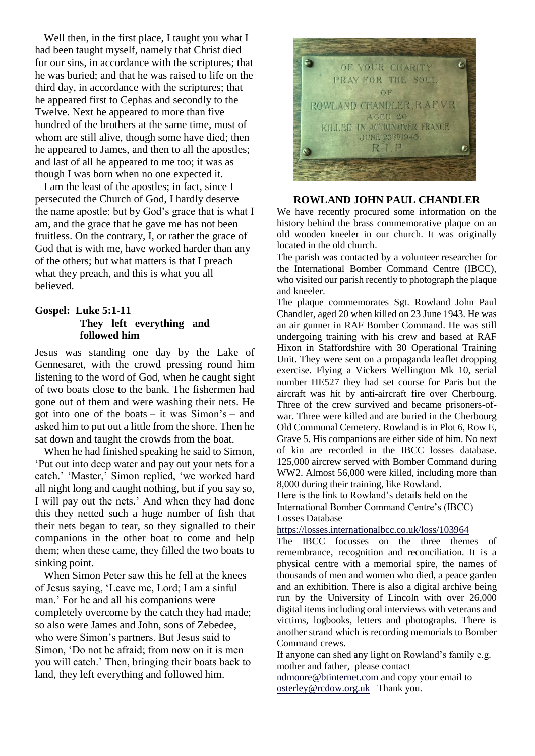Well then, in the first place, I taught you what I had been taught myself, namely that Christ died for our sins, in accordance with the scriptures; that he was buried; and that he was raised to life on the third day, in accordance with the scriptures; that he appeared first to Cephas and secondly to the Twelve. Next he appeared to more than five hundred of the brothers at the same time, most of whom are still alive, though some have died; then he appeared to James, and then to all the apostles; and last of all he appeared to me too; it was as though I was born when no one expected it.

I am the least of the apostles; in fact, since I persecuted the Church of God, I hardly deserve the name apostle; but by God's grace that is what I am, and the grace that he gave me has not been fruitless. On the contrary, I, or rather the grace of God that is with me, have worked harder than any of the others; but what matters is that I preach what they preach, and this is what you all believed.

**Gospel: Luke 5:1-11**
**They left everything and followed him**

Jesus was standing one day by the Lake of Gennesaret, with the crowd pressing round him listening to the word of God, when he caught sight of two boats close to the bank. The fishermen had gone out of them and were washing their nets. He got into one of the boats – it was Simon's – and asked him to put out a little from the shore. Then he sat down and taught the crowds from the boat.

When he had finished speaking he said to Simon, 'Put out into deep water and pay out your nets for a catch.' 'Master,' Simon replied, 'we worked hard all night long and caught nothing, but if you say so, I will pay out the nets.' And when they had done this they netted such a huge number of fish that their nets began to tear, so they signalled to their companions in the other boat to come and help them; when these came, they filled the two boats to sinking point.

When Simon Peter saw this he fell at the knees of Jesus saying, 'Leave me, Lord; I am a sinful man.' For he and all his companions were completely overcome by the catch they had made; so also were James and John, sons of Zebedee, who were Simon's partners. But Jesus said to Simon, 'Do not be afraid; from now on it is men you will catch.' Then, bringing their boats back to land, they left everything and followed him.

OF YOUR CHARITY
PRAY FOR THE SOUL
OF
ROWLAND CHANDLER, R.A.F.V.R.
AGED 20
KILLED IN ACTION OVER FRANCE
JUNE 23RD 1943.
R.I.P.

**ROWLAND JOHN PAUL CHANDLER**

We have recently procured some information on the history behind the brass commemorative plaque on an old wooden kneeler in our church. It was originally located in the old church.

The parish was contacted by a volunteer researcher for the International Bomber Command Centre (IBCC), who visited our parish recently to photograph the plaque and kneeler.

The plaque commemorates Sgt. Rowland John Paul Chandler, aged 20 when killed on 23 June 1943. He was an air gunner in RAF Bomber Command. He was still undergoing training with his crew and based at RAF Hixon in Staffordshire with 30 Operational Training Unit. They were sent on a propaganda leaflet dropping exercise. Flying a Vickers Wellington Mk 10, serial number HE527 they had set course for Paris but the aircraft was hit by anti-aircraft fire over Cherbourg. Three of the crew survived and became prisoners-of-war. Three were killed and are buried in the Cherbourg Old Communal Cemetery. Rowland is in Plot 6, Row E, Grave 5. His companions are either side of him. No next of kin are recorded in the IBCC losses database. 125,000 aircrew served with Bomber Command during WW2. Almost 56,000 were killed, including more than 8,000 during their training, like Rowland.

Here is the link to Rowland's details held on the International Bomber Command Centre's (IBCC) Losses Database

https://losses.internationalbcc.co.uk/loss/103964

The IBCC focusses on the three themes of remembrance, recognition and reconciliation. It is a physical centre with a memorial spire, the names of thousands of men and women who died, a peace garden and an exhibition. There is also a digital archive being run by the University of Lincoln with over 26,000 digital items including oral interviews with veterans and victims, logbooks, letters and photographs. There is another strand which is recording memorials to Bomber Command crews.

If anyone can shed any light on Rowland's family e.g. mother and father, please contact ndmoore@btinternet.com and copy your email to osterley@rcdow.org.uk Thank you.